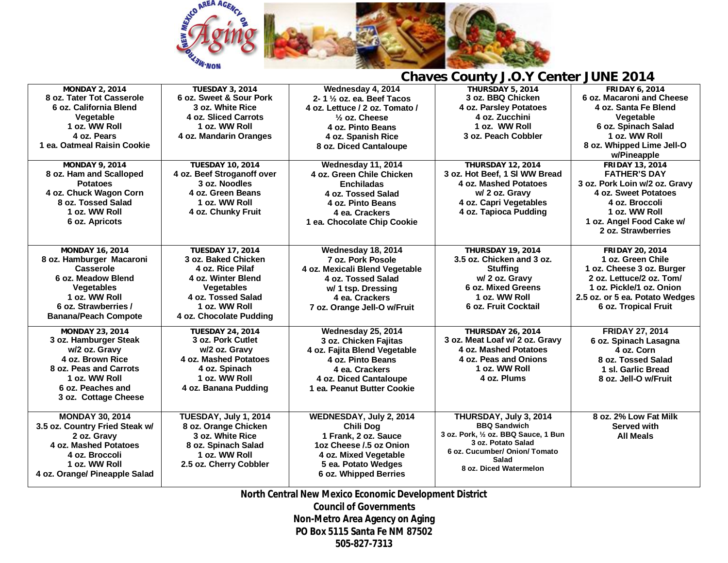# Chaves County J.O.Y Center JUNE 2014

| MONDAY | TUESDAY | WEDNESDAY | THURSDAY | FRIDAY |
|---|---|---|---|---|
| **MONDAY 2, 2014**<br>8 oz. Tater Tot Casserole<br>6 oz. California Blend Vegetable<br>1 oz. WW Roll<br>4 oz. Pears<br>1 ea. Oatmeal Raisin Cookie | **TUESDAY 3, 2014**<br>6 oz. Sweet & Sour Pork<br>3 oz. White Rice<br>4 oz. Sliced Carrots<br>1 oz. WW Roll<br>4 oz. Mandarin Oranges | **Wednesday 4, 2014**<br>2- 1 ½ oz. ea. Beef Tacos<br>4 oz. Lettuce / 2 oz. Tomato / ½ oz. Cheese<br>4 oz. Pinto Beans<br>4 oz. Spanish Rice<br>8 oz. Diced Cantaloupe | **THURSDAY 5, 2014**<br>3 oz. BBQ Chicken<br>4 oz. Parsley Potatoes<br>4 oz. Zucchini<br>1 oz. WW Roll<br>3 oz. Peach Cobbler | **FRIDAY 6, 2014**<br>6 oz. Macaroni and Cheese<br>4 oz. Santa Fe Blend Vegetable<br>6 oz. Spinach Salad<br>1 oz. WW Roll<br>8 oz. Whipped Lime Jell-O w/Pineapple |
| **MONDAY 9, 2014**<br>8 oz. Ham and Scalloped Potatoes<br>4 oz. Chuck Wagon Corn<br>8 oz. Tossed Salad<br>1 oz. WW Roll<br>6 oz. Apricots | **TUESDAY 10, 2014**<br>4 oz. Beef Stroganoff over 3 oz. Noodles<br>4 oz. Green Beans<br>1 oz. WW Roll<br>4 oz. Chunky Fruit | **Wednesday 11, 2014**<br>4 oz. Green Chile Chicken Enchiladas<br>4 oz. Tossed Salad<br>4 oz. Pinto Beans<br>4 ea. Crackers<br>1 ea. Chocolate Chip Cookie | **THURSDAY 12, 2014**<br>3 oz. Hot Beef, 1 Sl WW Bread<br>4 oz. Mashed Potatoes w/ 2 oz. Gravy<br>4 oz. Capri Vegetables<br>4 oz. Tapioca Pudding | **FRIDAY 13, 2014**<br>**FATHER'S DAY**<br>3 oz. Pork Loin w/2 oz. Gravy<br>4 oz. Sweet Potatoes<br>4 oz. Broccoli<br>1 oz. WW Roll<br>1 oz. Angel Food Cake w/ 2 oz. Strawberries |
| **MONDAY 16, 2014**<br>8 oz. Hamburger Macaroni Casserole<br>6 oz. Meadow Blend Vegetables<br>1 oz. WW Roll<br>6 oz. Strawberries / Banana/Peach Compote | **TUESDAY 17, 2014**<br>3 oz. Baked Chicken<br>4 oz. Rice Pilaf<br>4 oz. Winter Blend Vegetables<br>4 oz. Tossed Salad<br>1 oz. WW Roll<br>4 oz. Chocolate Pudding | **Wednesday 18, 2014**<br>7 oz. Pork Posole<br>4 oz. Mexicali Blend Vegetable<br>4 oz. Tossed Salad w/ 1 tsp. Dressing<br>4 ea. Crackers<br>7 oz. Orange Jell-O w/Fruit | **THURSDAY 19, 2014**<br>3.5 oz. Chicken and 3 oz. Stuffing w/ 2 oz. Gravy<br>6 oz. Mixed Greens<br>1 oz. WW Roll<br>6 oz. Fruit Cocktail | **FRIDAY 20, 2014**<br>1 oz. Green Chile<br>1 oz. Cheese 3 oz. Burger<br>2 oz. Lettuce/2 oz. Tom/ 1 oz. Pickle/1 oz. Onion<br>2.5 oz. or 5 ea. Potato Wedges<br>6 oz. Tropical Fruit |
| **MONDAY 23, 2014**<br>3 oz. Hamburger Steak w/2 oz. Gravy<br>4 oz. Brown Rice<br>8 oz. Peas and Carrots<br>1 oz. WW Roll<br>6 oz. Peaches and 3 oz. Cottage Cheese | **TUESDAY 24, 2014**<br>3 oz. Pork Cutlet w/2 oz. Gravy<br>4 oz. Mashed Potatoes<br>4 oz. Spinach<br>1 oz. WW Roll<br>4 oz. Banana Pudding | **Wednesday 25, 2014**<br>3 oz. Chicken Fajitas<br>4 oz. Fajita Blend Vegetable<br>4 oz. Pinto Beans<br>4 ea. Crackers<br>4 oz. Diced Cantaloupe<br>1 ea. Peanut Butter Cookie | **THURSDAY 26, 2014**<br>3 oz. Meat Loaf w/ 2 oz. Gravy<br>4 oz. Mashed Potatoes<br>4 oz. Peas and Onions<br>1 oz. WW Roll<br>4 oz. Plums | **FRIDAY 27, 2014**<br>6 oz. Spinach Lasagna<br>4 oz. Corn<br>8 oz. Tossed Salad<br>1 sl. Garlic Bread<br>8 oz. Jell-O w/Fruit |
| **MONDAY 30, 2014**<br>3.5 oz. Country Fried Steak w/ 2 oz. Gravy<br>4 oz. Mashed Potatoes<br>4 oz. Broccoli<br>1 oz. WW Roll<br>4 oz. Orange/ Pineapple Salad | **TUESDAY, July 1, 2014**<br>8 oz. Orange Chicken<br>3 oz. White Rice<br>8 oz. Spinach Salad<br>1 oz. WW Roll<br>2.5 oz. Cherry Cobbler | **WEDNESDAY, July 2, 2014**<br>Chili Dog<br>1 Frank, 2 oz. Sauce<br>1oz Cheese /.5 oz Onion<br>4 oz. Mixed Vegetable<br>5 ea. Potato Wedges<br>6 oz. Whipped Berries | **THURSDAY, July 3, 2014**<br>BBQ Sandwich<br>3 oz. Pork, ½ oz. BBQ Sauce, 1 Bun<br>3 oz. Potato Salad<br>6 oz. Cucumber/ Onion/ Tomato Salad<br>8 oz. Diced Watermelon | 8 oz. 2% Low Fat Milk<br>Served with<br>All Meals |

**North Central New Mexico Economic Development District**
**Council of Governments**
**Non-Metro Area Agency on Aging**
**PO Box 5115 Santa Fe NM 87502**
**505-827-7313**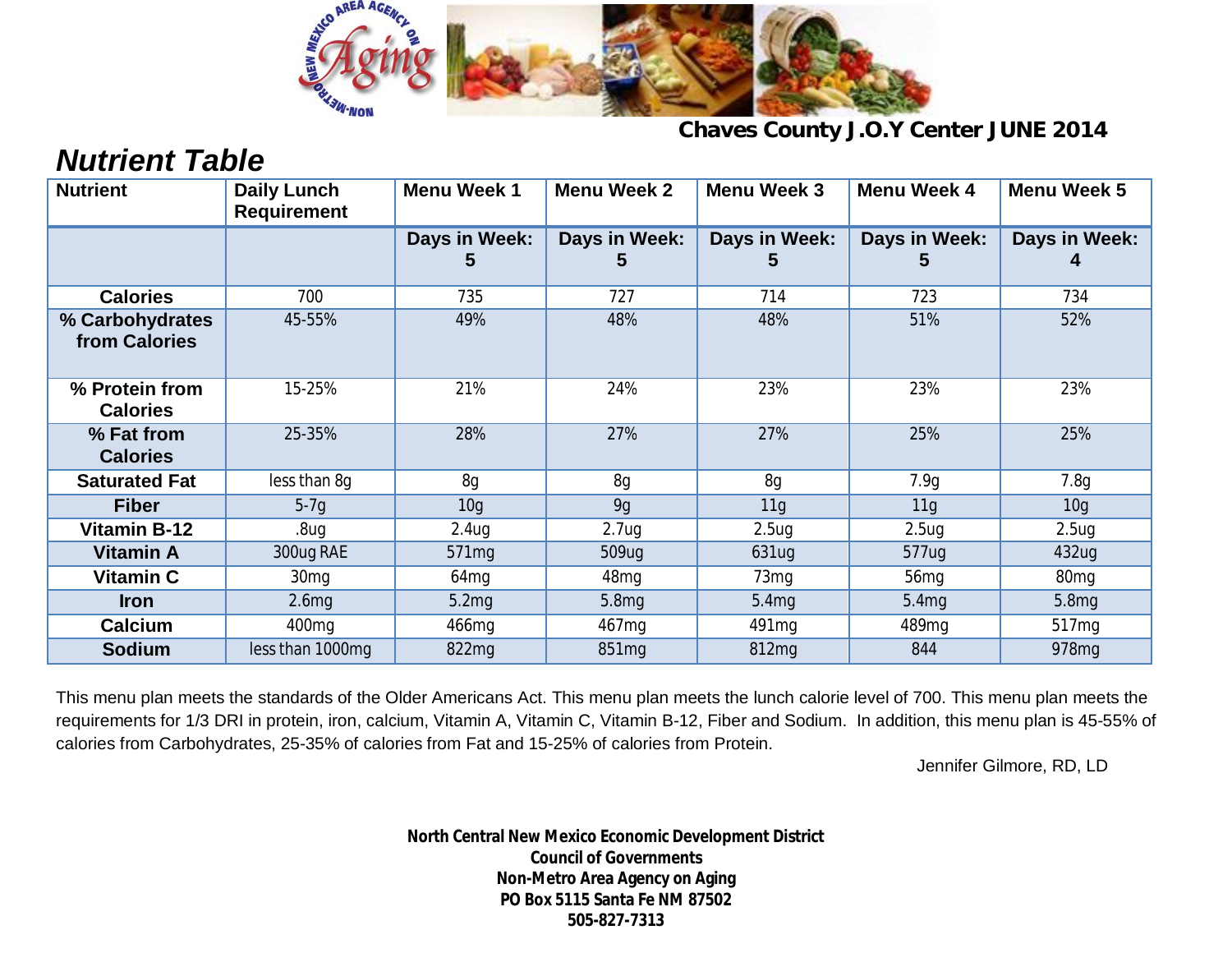Chaves County J.O.Y Center JUNE 2014

## *Nutrient Table*

| Nutrient | Daily Lunch Requirement | Menu Week 1 | Menu Week 2 | Menu Week 3 | Menu Week 4 | Menu Week 5 |
|---|---|---|---|---|---|---|
| | | Days in Week: 5 | Days in Week: 5 | Days in Week: 5 | Days in Week: 5 | Days in Week: 4 |
| **Calories** | 700 | 735 | 727 | 714 | 723 | 734 |
| **% Carbohydrates from Calories** | 45-55% | 49% | 48% | 48% | 51% | 52% |
| **% Protein from Calories** | 15-25% | 21% | 24% | 23% | 23% | 23% |
| **% Fat from Calories** | 25-35% | 28% | 27% | 27% | 25% | 25% |
| **Saturated Fat** | less than 8g | 8g | 8g | 8g | 7.9g | 7.8g |
| **Fiber** | 5-7g | 10g | 9g | 11g | 11g | 10g |
| **Vitamin B-12** | .8ug | 2.4ug | 2.7ug | 2.5ug | 2.5ug | 2.5ug |
| **Vitamin A** | 300ug RAE | 571mg | 509ug | 631ug | 577ug | 432ug |
| **Vitamin C** | 30mg | 64mg | 48mg | 73mg | 56mg | 80mg |
| **Iron** | 2.6mg | 5.2mg | 5.8mg | 5.4mg | 5.4mg | 5.8mg |
| **Calcium** | 400mg | 466mg | 467mg | 491mg | 489mg | 517mg |
| **Sodium** | less than 1000mg | 822mg | 851mg | 812mg | 844 | 978mg |

This menu plan meets the standards of the Older Americans Act. This menu plan meets the lunch calorie level of 700. This menu plan meets the requirements for 1/3 DRI in protein, iron, calcium, Vitamin A, Vitamin C, Vitamin B-12, Fiber and Sodium. In addition, this menu plan is 45-55% of calories from Carbohydrates, 25-35% of calories from Fat and 15-25% of calories from Protein.

Jennifer Gilmore, RD, LD

**North Central New Mexico Economic Development District**
**Council of Governments**
**Non-Metro Area Agency on Aging**
**PO Box 5115 Santa Fe NM 87502**
**505-827-7313**